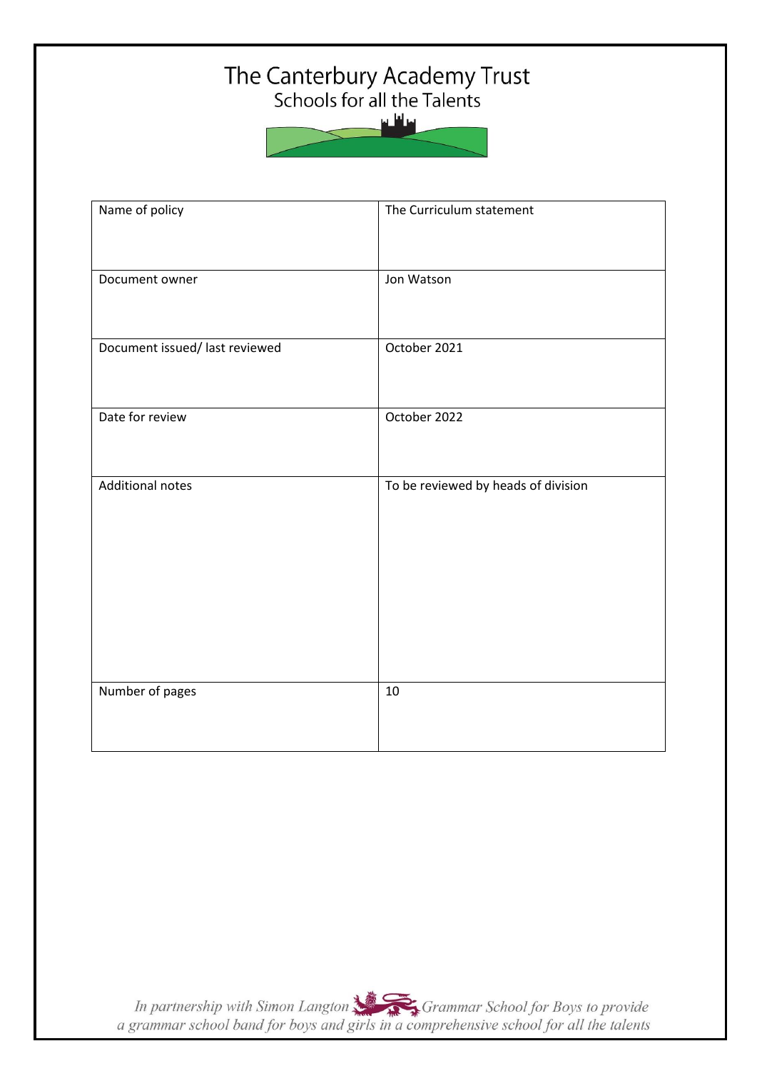# The Canterbury Academy Trust

Schools for all the Talents

| Name of policy | The Curriculum statement |
| --- | --- |
| Document owner | Jon Watson |
| Document issued/ last reviewed | October 2021 |
| Date for review | October 2022 |
| Additional notes | To be reviewed by heads of division |
| Number of pages | 10 |

*In partnership with Simon Langton Grammar School for Boys to provide a grammar school band for boys and girls in a comprehensive school for all the talents*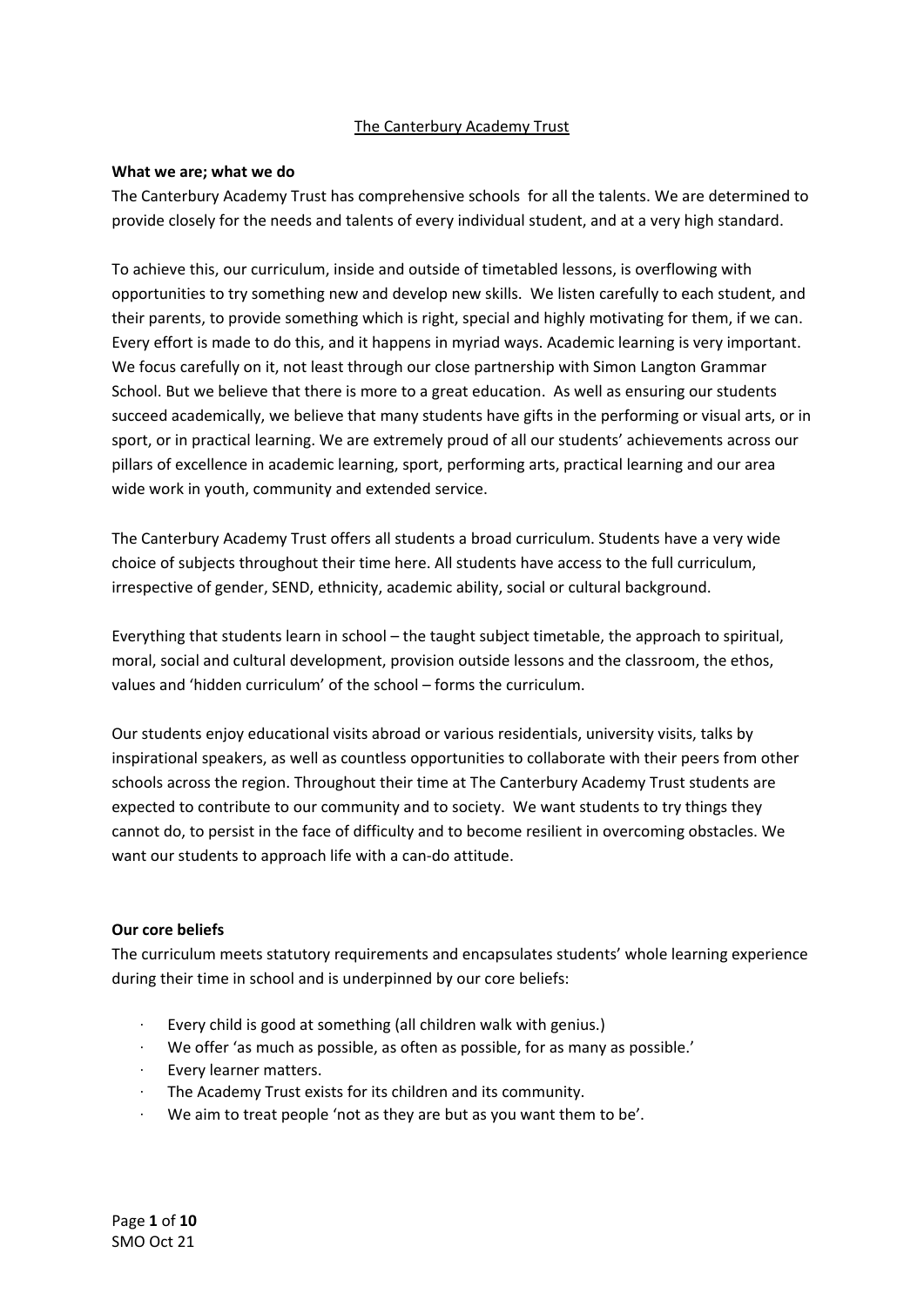The Canterbury Academy Trust

**What we are; what we do**

The Canterbury Academy Trust has comprehensive schools for all the talents. We are determined to provide closely for the needs and talents of every individual student, and at a very high standard.

To achieve this, our curriculum, inside and outside of timetabled lessons, is overflowing with opportunities to try something new and develop new skills. We listen carefully to each student, and their parents, to provide something which is right, special and highly motivating for them, if we can. Every effort is made to do this, and it happens in myriad ways. Academic learning is very important. We focus carefully on it, not least through our close partnership with Simon Langton Grammar School. But we believe that there is more to a great education. As well as ensuring our students succeed academically, we believe that many students have gifts in the performing or visual arts, or in sport, or in practical learning. We are extremely proud of all our students' achievements across our pillars of excellence in academic learning, sport, performing arts, practical learning and our area wide work in youth, community and extended service.

The Canterbury Academy Trust offers all students a broad curriculum. Students have a very wide choice of subjects throughout their time here. All students have access to the full curriculum, irrespective of gender, SEND, ethnicity, academic ability, social or cultural background.

Everything that students learn in school – the taught subject timetable, the approach to spiritual, moral, social and cultural development, provision outside lessons and the classroom, the ethos, values and 'hidden curriculum' of the school – forms the curriculum.

Our students enjoy educational visits abroad or various residentials, university visits, talks by inspirational speakers, as well as countless opportunities to collaborate with their peers from other schools across the region. Throughout their time at The Canterbury Academy Trust students are expected to contribute to our community and to society. We want students to try things they cannot do, to persist in the face of difficulty and to become resilient in overcoming obstacles. We want our students to approach life with a can-do attitude.

**Our core beliefs**

The curriculum meets statutory requirements and encapsulates students' whole learning experience during their time in school and is underpinned by our core beliefs:

- Every child is good at something (all children walk with genius.)
- We offer 'as much as possible, as often as possible, for as many as possible.'
- Every learner matters.
- The Academy Trust exists for its children and its community.
- We aim to treat people 'not as they are but as you want them to be'.

SMO Oct 21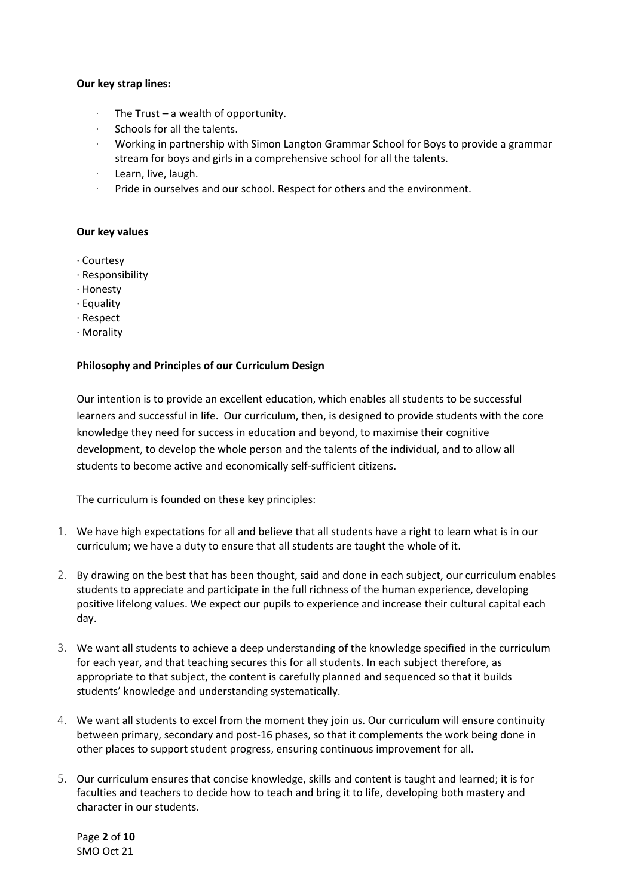**Our key strap lines:**

- The Trust – a wealth of opportunity.
- Schools for all the talents.
- Working in partnership with Simon Langton Grammar School for Boys to provide a grammar stream for boys and girls in a comprehensive school for all the talents.
- Learn, live, laugh.
- Pride in ourselves and our school. Respect for others and the environment.

**Our key values**

- Courtesy
- Responsibility
- Honesty
- Equality
- Respect
- Morality

**Philosophy and Principles of our Curriculum Design**

Our intention is to provide an excellent education, which enables all students to be successful learners and successful in life. Our curriculum, then, is designed to provide students with the core knowledge they need for success in education and beyond, to maximise their cognitive development, to develop the whole person and the talents of the individual, and to allow all students to become active and economically self-sufficient citizens.

The curriculum is founded on these key principles:

1. We have high expectations for all and believe that all students have a right to learn what is in our curriculum; we have a duty to ensure that all students are taught the whole of it.

2. By drawing on the best that has been thought, said and done in each subject, our curriculum enables students to appreciate and participate in the full richness of the human experience, developing positive lifelong values. We expect our pupils to experience and increase their cultural capital each day.

3. We want all students to achieve a deep understanding of the knowledge specified in the curriculum for each year, and that teaching secures this for all students. In each subject therefore, as appropriate to that subject, the content is carefully planned and sequenced so that it builds students' knowledge and understanding systematically.

4. We want all students to excel from the moment they join us. Our curriculum will ensure continuity between primary, secondary and post-16 phases, so that it complements the work being done in other places to support student progress, ensuring continuous improvement for all.

5. Our curriculum ensures that concise knowledge, skills and content is taught and learned; it is for faculties and teachers to decide how to teach and bring it to life, developing both mastery and character in our students.

SMO Oct 21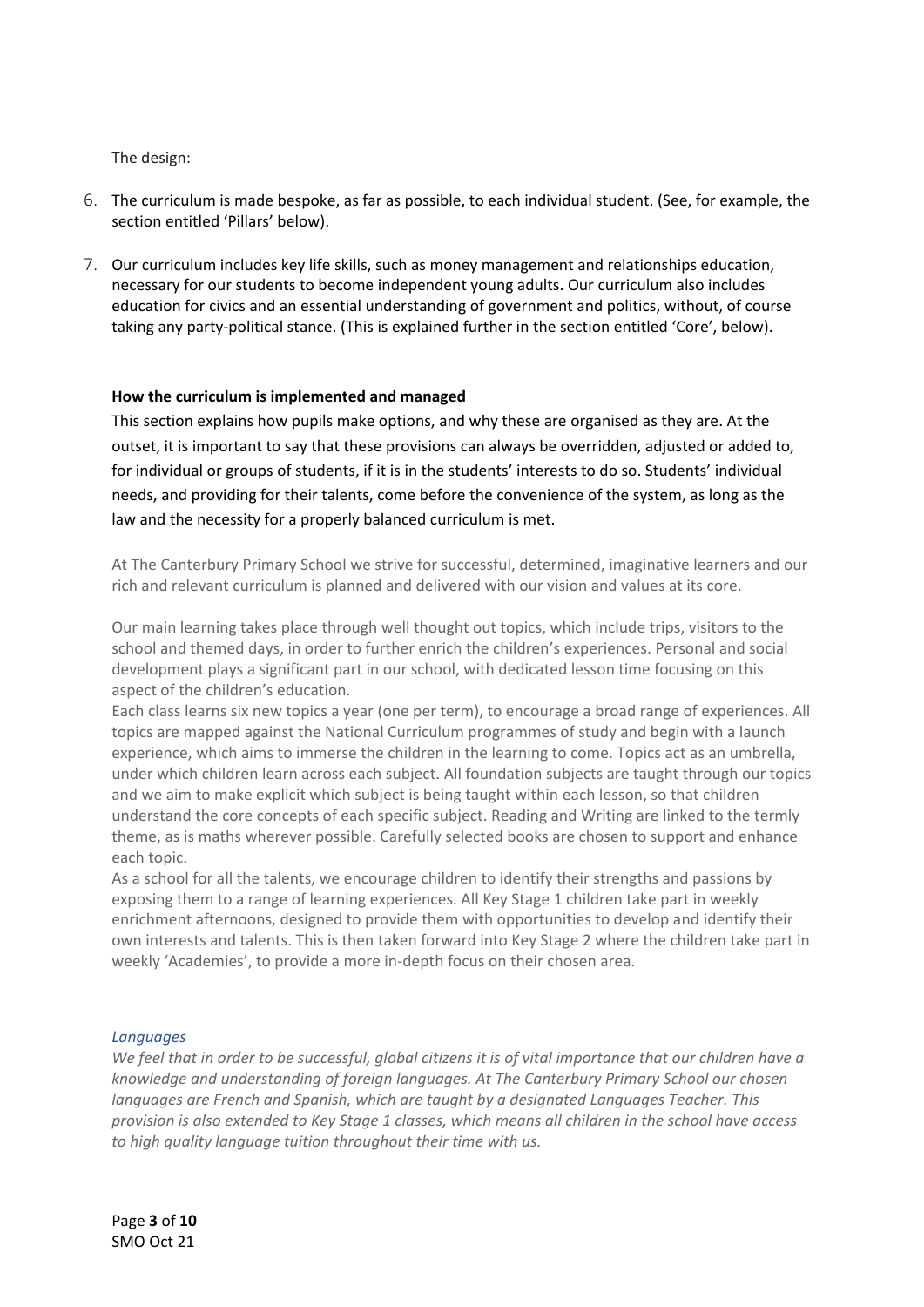The design:

6. The curriculum is made bespoke, as far as possible, to each individual student. (See, for example, the section entitled 'Pillars' below).

7. Our curriculum includes key life skills, such as money management and relationships education, necessary for our students to become independent young adults. Our curriculum also includes education for civics and an essential understanding of government and politics, without, of course taking any party-political stance. (This is explained further in the section entitled 'Core', below).

**How the curriculum is implemented and managed**

This section explains how pupils make options, and why these are organised as they are. At the outset, it is important to say that these provisions can always be overridden, adjusted or added to, for individual or groups of students, if it is in the students' interests to do so. Students' individual needs, and providing for their talents, come before the convenience of the system, as long as the law and the necessity for a properly balanced curriculum is met.

At The Canterbury Primary School we strive for successful, determined, imaginative learners and our rich and relevant curriculum is planned and delivered with our vision and values at its core.

Our main learning takes place through well thought out topics, which include trips, visitors to the school and themed days, in order to further enrich the children's experiences. Personal and social development plays a significant part in our school, with dedicated lesson time focusing on this aspect of the children's education.
Each class learns six new topics a year (one per term), to encourage a broad range of experiences. All topics are mapped against the National Curriculum programmes of study and begin with a launch experience, which aims to immerse the children in the learning to come. Topics act as an umbrella, under which children learn across each subject. All foundation subjects are taught through our topics and we aim to make explicit which subject is being taught within each lesson, so that children understand the core concepts of each specific subject. Reading and Writing are linked to the termly theme, as is maths wherever possible. Carefully selected books are chosen to support and enhance each topic.
As a school for all the talents, we encourage children to identify their strengths and passions by exposing them to a range of learning experiences. All Key Stage 1 children take part in weekly enrichment afternoons, designed to provide them with opportunities to develop and identify their own interests and talents. This is then taken forward into Key Stage 2 where the children take part in weekly 'Academies', to provide a more in-depth focus on their chosen area.

*Languages*

*We feel that in order to be successful, global citizens it is of vital importance that our children have a knowledge and understanding of foreign languages. At The Canterbury Primary School our chosen languages are French and Spanish, which are taught by a designated Languages Teacher. This provision is also extended to Key Stage 1 classes, which means all children in the school have access to high quality language tuition throughout their time with us.*

SMO Oct 21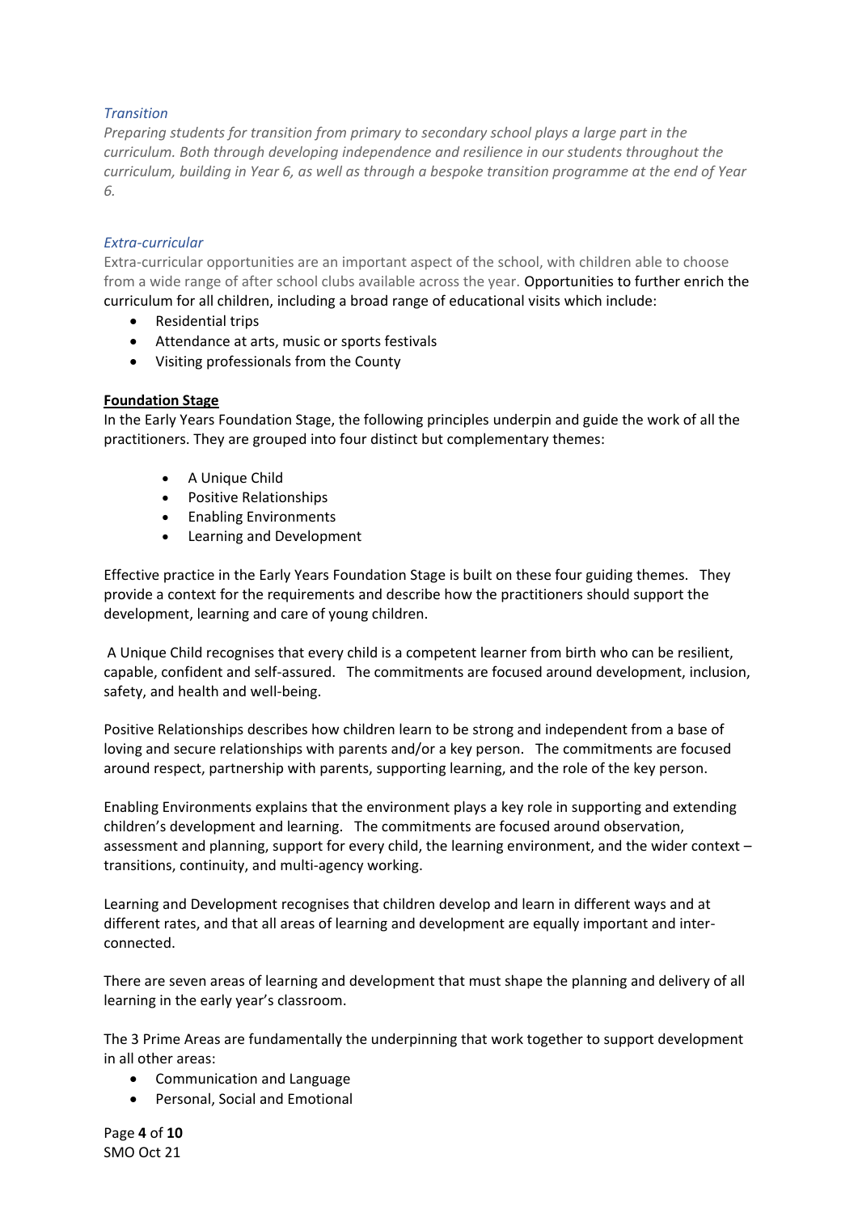*Transition*

*Preparing students for transition from primary to secondary school plays a large part in the curriculum. Both through developing independence and resilience in our students throughout the curriculum, building in Year 6, as well as through a bespoke transition programme at the end of Year 6.*

*Extra-curricular*

Extra-curricular opportunities are an important aspect of the school, with children able to choose from a wide range of after school clubs available across the year. Opportunities to further enrich the curriculum for all children, including a broad range of educational visits which include:

- Residential trips
- Attendance at arts, music or sports festivals
- Visiting professionals from the County

**Foundation Stage**

In the Early Years Foundation Stage, the following principles underpin and guide the work of all the practitioners. They are grouped into four distinct but complementary themes:

- A Unique Child
- Positive Relationships
- Enabling Environments
- Learning and Development

Effective practice in the Early Years Foundation Stage is built on these four guiding themes. They provide a context for the requirements and describe how the practitioners should support the development, learning and care of young children.

A Unique Child recognises that every child is a competent learner from birth who can be resilient, capable, confident and self-assured. The commitments are focused around development, inclusion, safety, and health and well-being.

Positive Relationships describes how children learn to be strong and independent from a base of loving and secure relationships with parents and/or a key person. The commitments are focused around respect, partnership with parents, supporting learning, and the role of the key person.

Enabling Environments explains that the environment plays a key role in supporting and extending children's development and learning. The commitments are focused around observation, assessment and planning, support for every child, the learning environment, and the wider context – transitions, continuity, and multi-agency working.

Learning and Development recognises that children develop and learn in different ways and at different rates, and that all areas of learning and development are equally important and inter-connected.

There are seven areas of learning and development that must shape the planning and delivery of all learning in the early year's classroom.

The 3 Prime Areas are fundamentally the underpinning that work together to support development in all other areas:

- Communication and Language
- Personal, Social and Emotional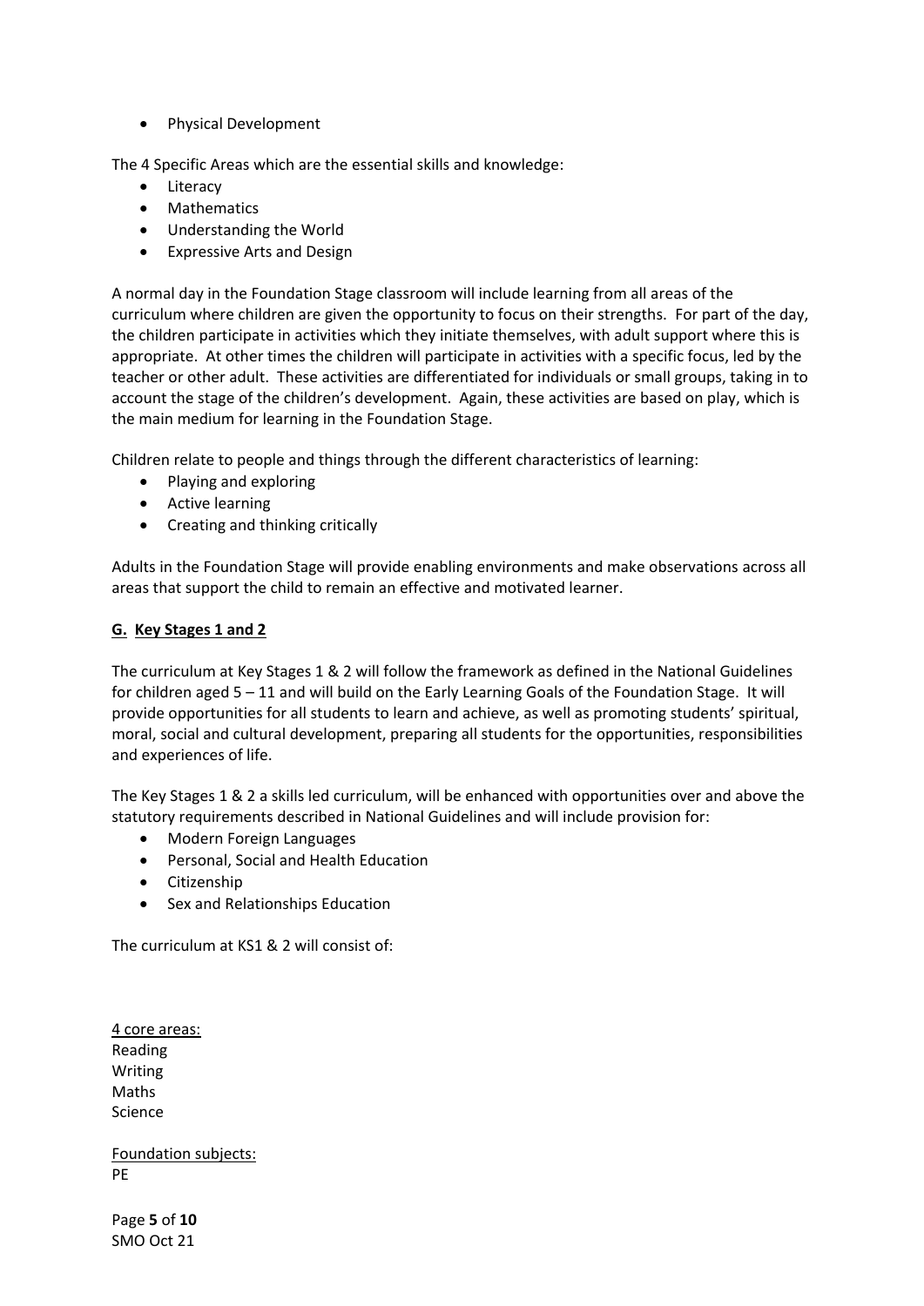- Physical Development

The 4 Specific Areas which are the essential skills and knowledge:

- Literacy
- Mathematics
- Understanding the World
- Expressive Arts and Design

A normal day in the Foundation Stage classroom will include learning from all areas of the curriculum where children are given the opportunity to focus on their strengths. For part of the day, the children participate in activities which they initiate themselves, with adult support where this is appropriate. At other times the children will participate in activities with a specific focus, led by the teacher or other adult. These activities are differentiated for individuals or small groups, taking in to account the stage of the children's development. Again, these activities are based on play, which is the main medium for learning in the Foundation Stage.

Children relate to people and things through the different characteristics of learning:

- Playing and exploring
- Active learning
- Creating and thinking critically

Adults in the Foundation Stage will provide enabling environments and make observations across all areas that support the child to remain an effective and motivated learner.

## G. Key Stages 1 and 2

The curriculum at Key Stages 1 & 2 will follow the framework as defined in the National Guidelines for children aged 5 – 11 and will build on the Early Learning Goals of the Foundation Stage. It will provide opportunities for all students to learn and achieve, as well as promoting students' spiritual, moral, social and cultural development, preparing all students for the opportunities, responsibilities and experiences of life.

The Key Stages 1 & 2 a skills led curriculum, will be enhanced with opportunities over and above the statutory requirements described in National Guidelines and will include provision for:

- Modern Foreign Languages
- Personal, Social and Health Education
- Citizenship
- Sex and Relationships Education

The curriculum at KS1 & 2 will consist of:

<u>4 core areas:</u>
Reading
Writing
Maths
Science

<u>Foundation subjects:</u>
PE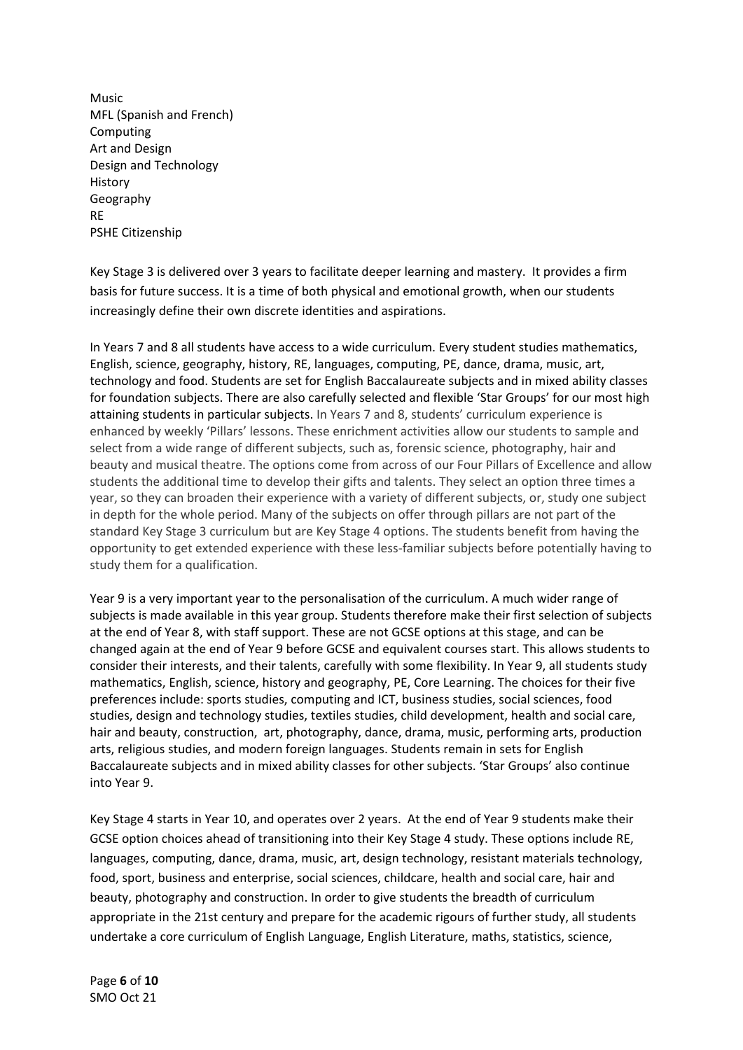Music
MFL (Spanish and French)
Computing
Art and Design
Design and Technology
History
Geography
RE
PSHE Citizenship

Key Stage 3 is delivered over 3 years to facilitate deeper learning and mastery. It provides a firm basis for future success. It is a time of both physical and emotional growth, when our students increasingly define their own discrete identities and aspirations.

In Years 7 and 8 all students have access to a wide curriculum. Every student studies mathematics, English, science, geography, history, RE, languages, computing, PE, dance, drama, music, art, technology and food. Students are set for English Baccalaureate subjects and in mixed ability classes for foundation subjects. There are also carefully selected and flexible 'Star Groups' for our most high attaining students in particular subjects. In Years 7 and 8, students' curriculum experience is enhanced by weekly 'Pillars' lessons. These enrichment activities allow our students to sample and select from a wide range of different subjects, such as, forensic science, photography, hair and beauty and musical theatre. The options come from across of our Four Pillars of Excellence and allow students the additional time to develop their gifts and talents. They select an option three times a year, so they can broaden their experience with a variety of different subjects, or, study one subject in depth for the whole period. Many of the subjects on offer through pillars are not part of the standard Key Stage 3 curriculum but are Key Stage 4 options. The students benefit from having the opportunity to get extended experience with these less-familiar subjects before potentially having to study them for a qualification.

Year 9 is a very important year to the personalisation of the curriculum. A much wider range of subjects is made available in this year group. Students therefore make their first selection of subjects at the end of Year 8, with staff support. These are not GCSE options at this stage, and can be changed again at the end of Year 9 before GCSE and equivalent courses start. This allows students to consider their interests, and their talents, carefully with some flexibility. In Year 9, all students study mathematics, English, science, history and geography, PE, Core Learning. The choices for their five preferences include: sports studies, computing and ICT, business studies, social sciences, food studies, design and technology studies, textiles studies, child development, health and social care, hair and beauty, construction, art, photography, dance, drama, music, performing arts, production arts, religious studies, and modern foreign languages. Students remain in sets for English Baccalaureate subjects and in mixed ability classes for other subjects. 'Star Groups' also continue into Year 9.

Key Stage 4 starts in Year 10, and operates over 2 years. At the end of Year 9 students make their GCSE option choices ahead of transitioning into their Key Stage 4 study. These options include RE, languages, computing, dance, drama, music, art, design technology, resistant materials technology, food, sport, business and enterprise, social sciences, childcare, health and social care, hair and beauty, photography and construction. In order to give students the breadth of curriculum appropriate in the 21st century and prepare for the academic rigours of further study, all students undertake a core curriculum of English Language, English Literature, maths, statistics, science,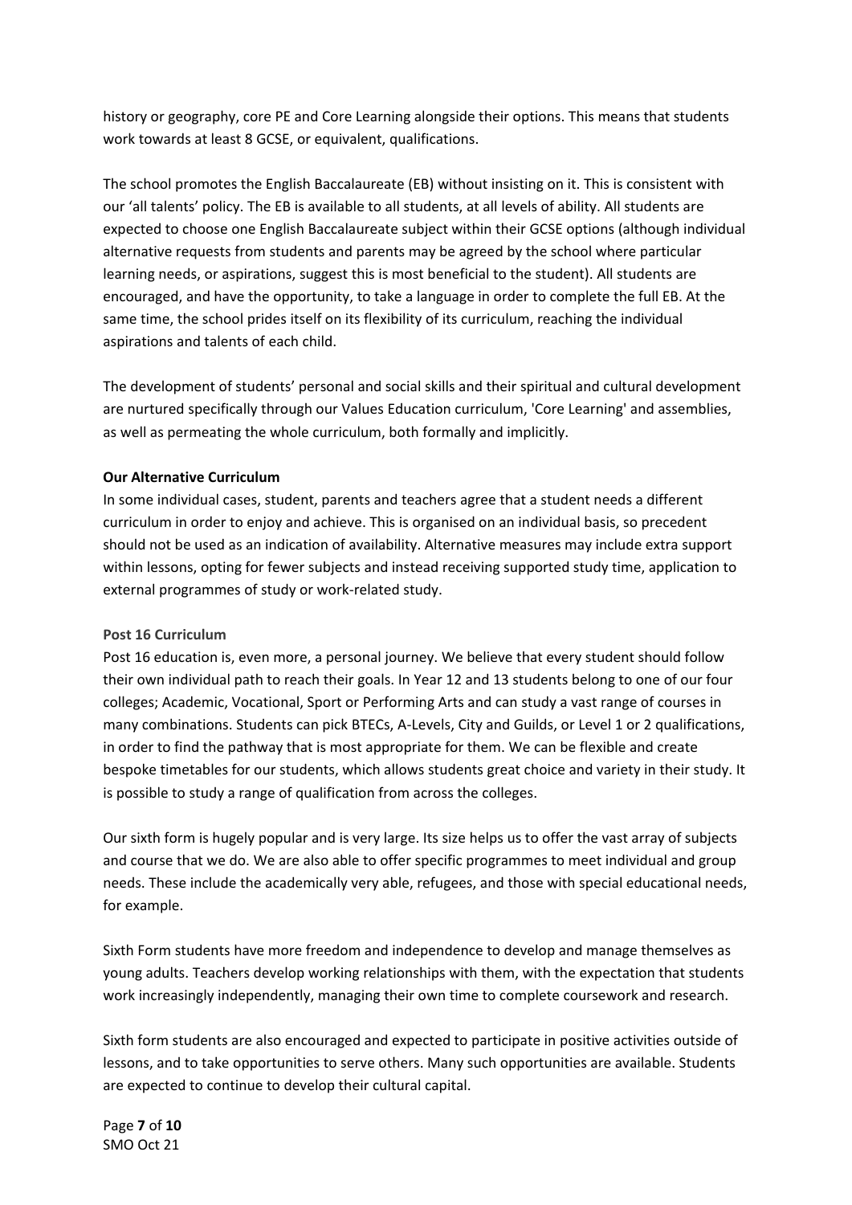history or geography, core PE and Core Learning alongside their options. This means that students work towards at least 8 GCSE, or equivalent, qualifications.

The school promotes the English Baccalaureate (EB) without insisting on it. This is consistent with our 'all talents' policy. The EB is available to all students, at all levels of ability. All students are expected to choose one English Baccalaureate subject within their GCSE options (although individual alternative requests from students and parents may be agreed by the school where particular learning needs, or aspirations, suggest this is most beneficial to the student). All students are encouraged, and have the opportunity, to take a language in order to complete the full EB. At the same time, the school prides itself on its flexibility of its curriculum, reaching the individual aspirations and talents of each child.

The development of students' personal and social skills and their spiritual and cultural development are nurtured specifically through our Values Education curriculum, 'Core Learning' and assemblies, as well as permeating the whole curriculum, both formally and implicitly.

**Our Alternative Curriculum**

In some individual cases, student, parents and teachers agree that a student needs a different curriculum in order to enjoy and achieve. This is organised on an individual basis, so precedent should not be used as an indication of availability. Alternative measures may include extra support within lessons, opting for fewer subjects and instead receiving supported study time, application to external programmes of study or work-related study.

**Post 16 Curriculum**

Post 16 education is, even more, a personal journey. We believe that every student should follow their own individual path to reach their goals. In Year 12 and 13 students belong to one of our four colleges; Academic, Vocational, Sport or Performing Arts and can study a vast range of courses in many combinations. Students can pick BTECs, A-Levels, City and Guilds, or Level 1 or 2 qualifications, in order to find the pathway that is most appropriate for them. We can be flexible and create bespoke timetables for our students, which allows students great choice and variety in their study. It is possible to study a range of qualification from across the colleges.

Our sixth form is hugely popular and is very large. Its size helps us to offer the vast array of subjects and course that we do. We are also able to offer specific programmes to meet individual and group needs. These include the academically very able, refugees, and those with special educational needs, for example.

Sixth Form students have more freedom and independence to develop and manage themselves as young adults. Teachers develop working relationships with them, with the expectation that students work increasingly independently, managing their own time to complete coursework and research.

Sixth form students are also encouraged and expected to participate in positive activities outside of lessons, and to take opportunities to serve others. Many such opportunities are available. Students are expected to continue to develop their cultural capital.

SMO Oct 21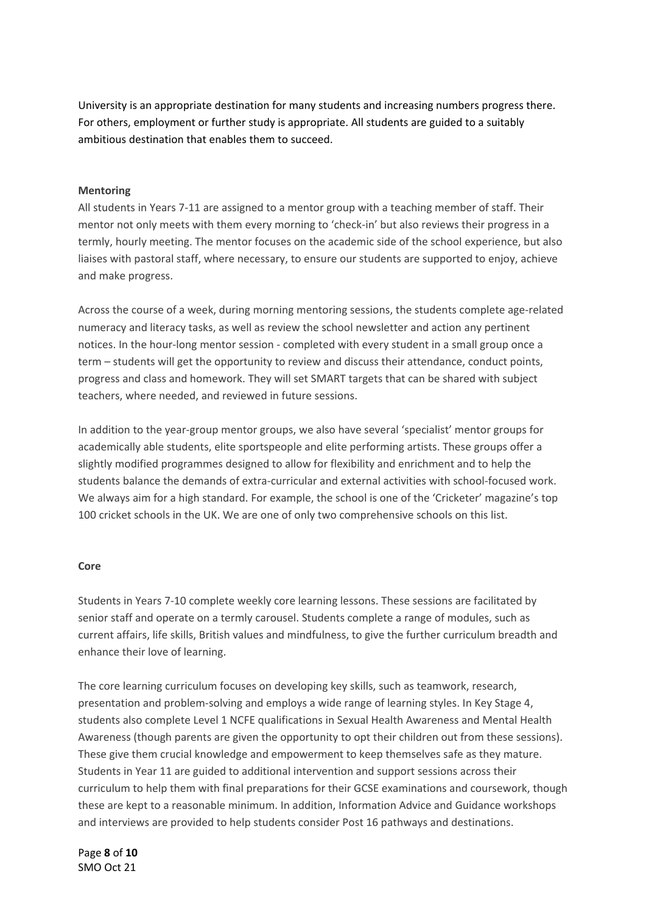University is an appropriate destination for many students and increasing numbers progress there. For others, employment or further study is appropriate. All students are guided to a suitably ambitious destination that enables them to succeed.

**Mentoring**

All students in Years 7-11 are assigned to a mentor group with a teaching member of staff. Their mentor not only meets with them every morning to 'check-in' but also reviews their progress in a termly, hourly meeting. The mentor focuses on the academic side of the school experience, but also liaises with pastoral staff, where necessary, to ensure our students are supported to enjoy, achieve and make progress.

Across the course of a week, during morning mentoring sessions, the students complete age-related numeracy and literacy tasks, as well as review the school newsletter and action any pertinent notices. In the hour-long mentor session - completed with every student in a small group once a term – students will get the opportunity to review and discuss their attendance, conduct points, progress and class and homework. They will set SMART targets that can be shared with subject teachers, where needed, and reviewed in future sessions.

In addition to the year-group mentor groups, we also have several 'specialist' mentor groups for academically able students, elite sportspeople and elite performing artists. These groups offer a slightly modified programmes designed to allow for flexibility and enrichment and to help the students balance the demands of extra-curricular and external activities with school-focused work. We always aim for a high standard. For example, the school is one of the 'Cricketer' magazine's top 100 cricket schools in the UK. We are one of only two comprehensive schools on this list.

**Core**

Students in Years 7-10 complete weekly core learning lessons. These sessions are facilitated by senior staff and operate on a termly carousel. Students complete a range of modules, such as current affairs, life skills, British values and mindfulness, to give the further curriculum breadth and enhance their love of learning.

The core learning curriculum focuses on developing key skills, such as teamwork, research, presentation and problem-solving and employs a wide range of learning styles. In Key Stage 4, students also complete Level 1 NCFE qualifications in Sexual Health Awareness and Mental Health Awareness (though parents are given the opportunity to opt their children out from these sessions). These give them crucial knowledge and empowerment to keep themselves safe as they mature. Students in Year 11 are guided to additional intervention and support sessions across their curriculum to help them with final preparations for their GCSE examinations and coursework, though these are kept to a reasonable minimum. In addition, Information Advice and Guidance workshops and interviews are provided to help students consider Post 16 pathways and destinations.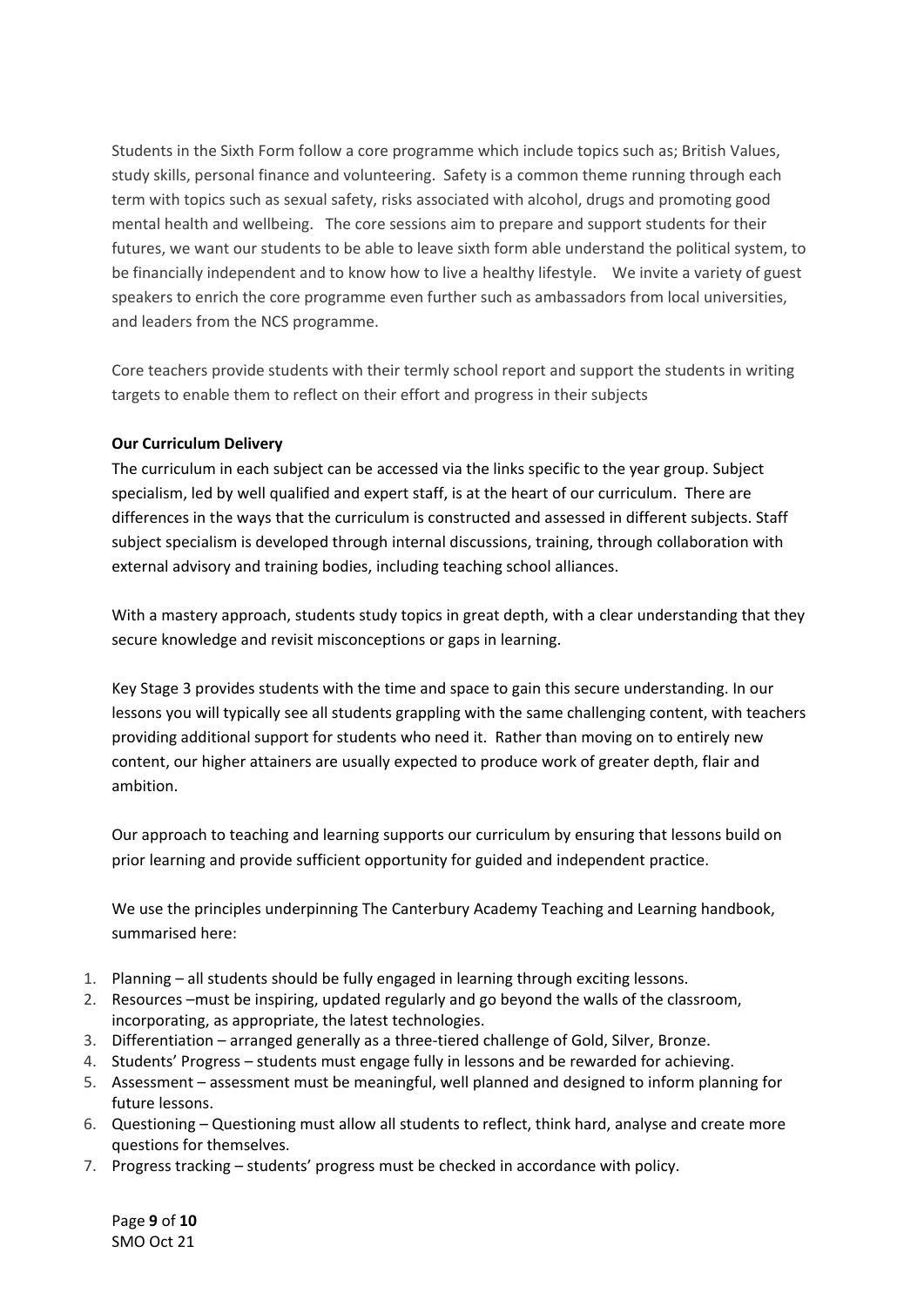Students in the Sixth Form follow a core programme which include topics such as; British Values, study skills, personal finance and volunteering. Safety is a common theme running through each term with topics such as sexual safety, risks associated with alcohol, drugs and promoting good mental health and wellbeing. The core sessions aim to prepare and support students for their futures, we want our students to be able to leave sixth form able understand the political system, to be financially independent and to know how to live a healthy lifestyle. We invite a variety of guest speakers to enrich the core programme even further such as ambassadors from local universities, and leaders from the NCS programme.

Core teachers provide students with their termly school report and support the students in writing targets to enable them to reflect on their effort and progress in their subjects

**Our Curriculum Delivery**

The curriculum in each subject can be accessed via the links specific to the year group. Subject specialism, led by well qualified and expert staff, is at the heart of our curriculum. There are differences in the ways that the curriculum is constructed and assessed in different subjects. Staff subject specialism is developed through internal discussions, training, through collaboration with external advisory and training bodies, including teaching school alliances.

With a mastery approach, students study topics in great depth, with a clear understanding that they secure knowledge and revisit misconceptions or gaps in learning.

Key Stage 3 provides students with the time and space to gain this secure understanding. In our lessons you will typically see all students grappling with the same challenging content, with teachers providing additional support for students who need it. Rather than moving on to entirely new content, our higher attainers are usually expected to produce work of greater depth, flair and ambition.

Our approach to teaching and learning supports our curriculum by ensuring that lessons build on prior learning and provide sufficient opportunity for guided and independent practice.

We use the principles underpinning The Canterbury Academy Teaching and Learning handbook, summarised here:

1. Planning – all students should be fully engaged in learning through exciting lessons.
2. Resources –must be inspiring, updated regularly and go beyond the walls of the classroom, incorporating, as appropriate, the latest technologies.
3. Differentiation – arranged generally as a three-tiered challenge of Gold, Silver, Bronze.
4. Students' Progress – students must engage fully in lessons and be rewarded for achieving.
5. Assessment – assessment must be meaningful, well planned and designed to inform planning for future lessons.
6. Questioning – Questioning must allow all students to reflect, think hard, analyse and create more questions for themselves.
7. Progress tracking – students' progress must be checked in accordance with policy.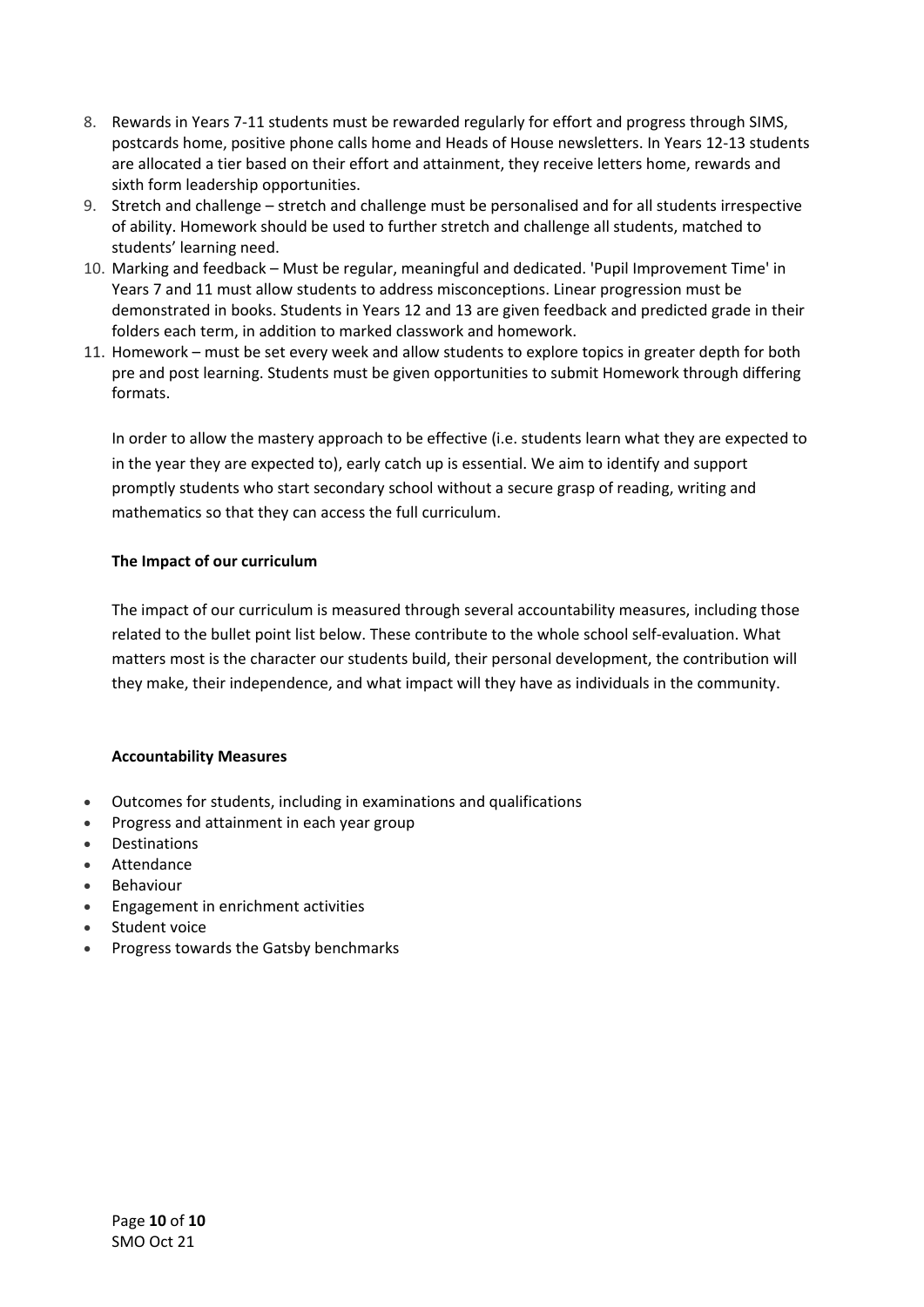8. Rewards in Years 7-11 students must be rewarded regularly for effort and progress through SIMS, postcards home, positive phone calls home and Heads of House newsletters. In Years 12-13 students are allocated a tier based on their effort and attainment, they receive letters home, rewards and sixth form leadership opportunities.
9. Stretch and challenge – stretch and challenge must be personalised and for all students irrespective of ability. Homework should be used to further stretch and challenge all students, matched to students' learning need.
10. Marking and feedback – Must be regular, meaningful and dedicated. 'Pupil Improvement Time' in Years 7 and 11 must allow students to address misconceptions. Linear progression must be demonstrated in books. Students in Years 12 and 13 are given feedback and predicted grade in their folders each term, in addition to marked classwork and homework.
11. Homework – must be set every week and allow students to explore topics in greater depth for both pre and post learning. Students must be given opportunities to submit Homework through differing formats.

In order to allow the mastery approach to be effective (i.e. students learn what they are expected to in the year they are expected to), early catch up is essential. We aim to identify and support promptly students who start secondary school without a secure grasp of reading, writing and mathematics so that they can access the full curriculum.

**The Impact of our curriculum**

The impact of our curriculum is measured through several accountability measures, including those related to the bullet point list below. These contribute to the whole school self-evaluation. What matters most is the character our students build, their personal development, the contribution will they make, their independence, and what impact will they have as individuals in the community.

**Accountability Measures**

- Outcomes for students, including in examinations and qualifications
- Progress and attainment in each year group
- Destinations
- Attendance
- Behaviour
- Engagement in enrichment activities
- Student voice
- Progress towards the Gatsby benchmarks

SMO Oct 21